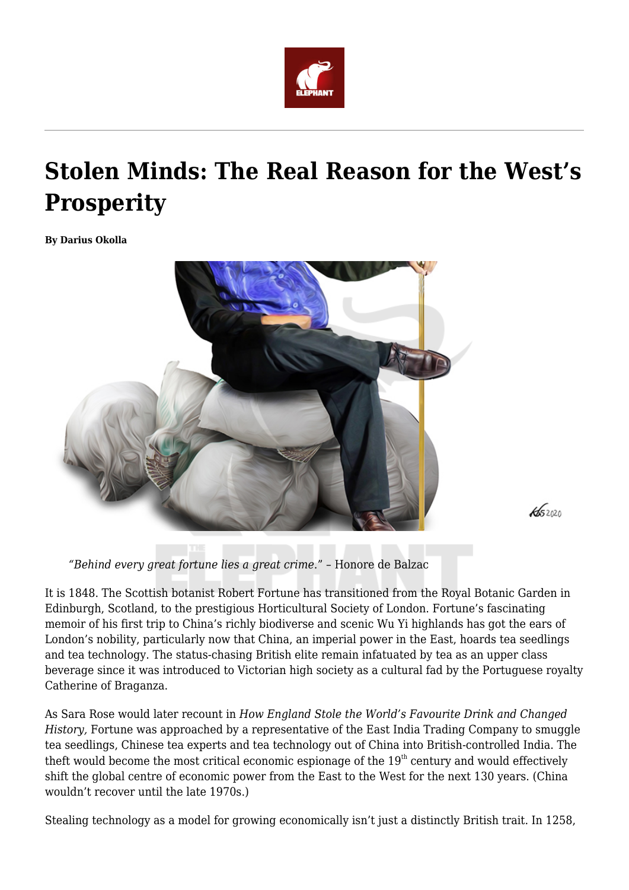# Stolen Minds: The Real Reason for the West's Prosperity

**By Darius Okolla**

> *"Behind every great fortune lies a great crime."* – Honore de Balzac

It is 1848. The Scottish botanist Robert Fortune has transitioned from the Royal Botanic Garden in Edinburgh, Scotland, to the prestigious Horticultural Society of London. Fortune's fascinating memoir of his first trip to China's richly biodiverse and scenic Wu Yi highlands has got the ears of London's nobility, particularly now that China, an imperial power in the East, hoards tea seedlings and tea technology. The status-chasing British elite remain infatuated by tea as an upper class beverage since it was introduced to Victorian high society as a cultural fad by the Portuguese royalty Catherine of Braganza.

As Sara Rose would later recount in *How England Stole the World's Favourite Drink and Changed History,* Fortune was approached by a representative of the East India Trading Company to smuggle tea seedlings, Chinese tea experts and tea technology out of China into British-controlled India. The theft would become the most critical economic espionage of the 19th century and would effectively shift the global centre of economic power from the East to the West for the next 130 years. (China wouldn't recover until the late 1970s.)

Stealing technology as a model for growing economically isn't just a distinctly British trait. In 1258,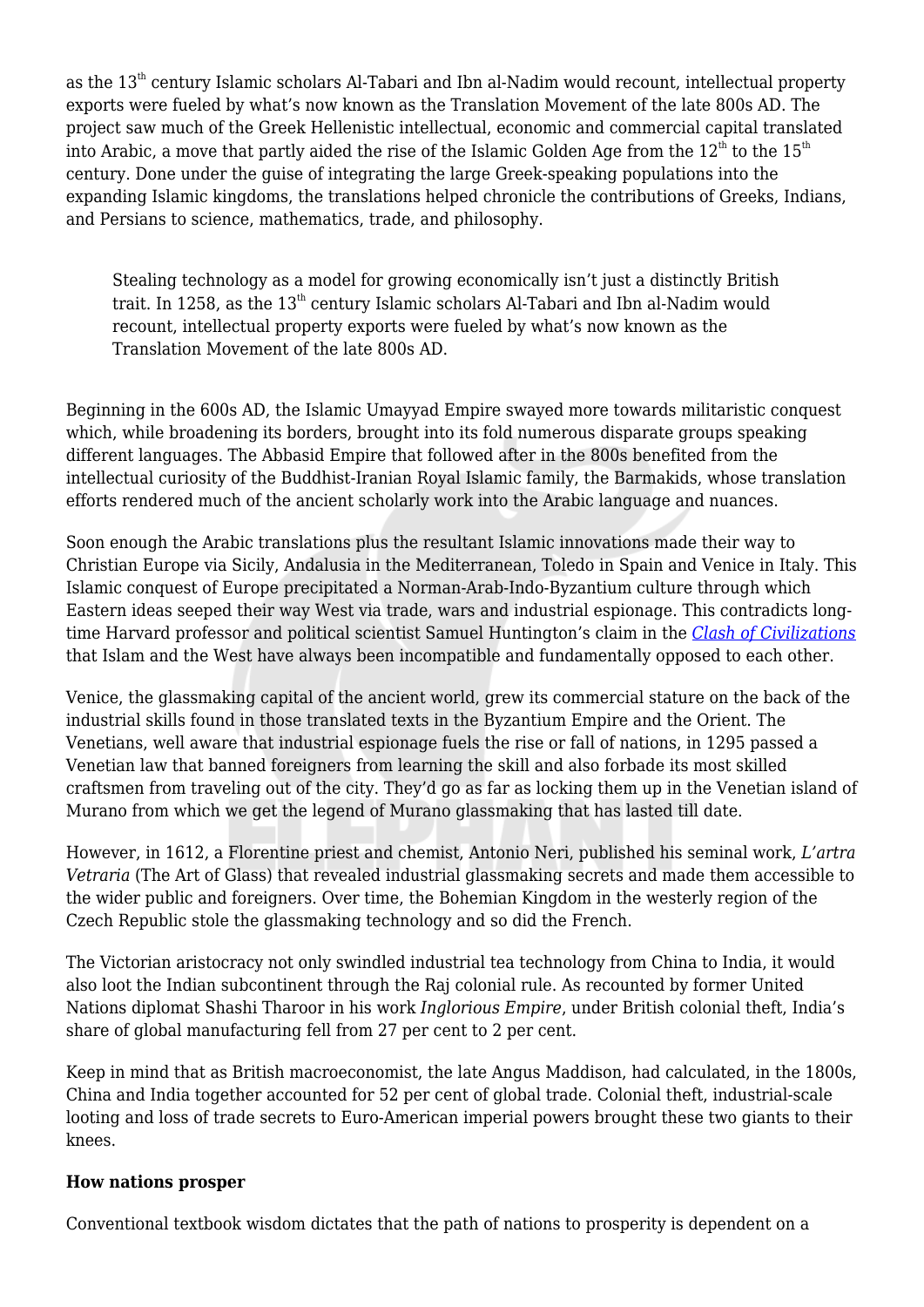as the 13th century Islamic scholars Al-Tabari and Ibn al-Nadim would recount, intellectual property exports were fueled by what's now known as the Translation Movement of the late 800s AD. The project saw much of the Greek Hellenistic intellectual, economic and commercial capital translated into Arabic, a move that partly aided the rise of the Islamic Golden Age from the 12th to the 15th century. Done under the guise of integrating the large Greek-speaking populations into the expanding Islamic kingdoms, the translations helped chronicle the contributions of Greeks, Indians, and Persians to science, mathematics, trade, and philosophy.

> Stealing technology as a model for growing economically isn't just a distinctly British trait. In 1258, as the 13th century Islamic scholars Al-Tabari and Ibn al-Nadim would recount, intellectual property exports were fueled by what's now known as the Translation Movement of the late 800s AD.

Beginning in the 600s AD, the Islamic Umayyad Empire swayed more towards militaristic conquest which, while broadening its borders, brought into its fold numerous disparate groups speaking different languages. The Abbasid Empire that followed after in the 800s benefited from the intellectual curiosity of the Buddhist-Iranian Royal Islamic family, the Barmakids, whose translation efforts rendered much of the ancient scholarly work into the Arabic language and nuances.

Soon enough the Arabic translations plus the resultant Islamic innovations made their way to Christian Europe via Sicily, Andalusia in the Mediterranean, Toledo in Spain and Venice in Italy. This Islamic conquest of Europe precipitated a Norman-Arab-Indo-Byzantium culture through which Eastern ideas seeped their way West via trade, wars and industrial espionage. This contradicts long-time Harvard professor and political scientist Samuel Huntington's claim in the *Clash of Civilizations* that Islam and the West have always been incompatible and fundamentally opposed to each other.

Venice, the glassmaking capital of the ancient world, grew its commercial stature on the back of the industrial skills found in those translated texts in the Byzantium Empire and the Orient. The Venetians, well aware that industrial espionage fuels the rise or fall of nations, in 1295 passed a Venetian law that banned foreigners from learning the skill and also forbade its most skilled craftsmen from traveling out of the city. They'd go as far as locking them up in the Venetian island of Murano from which we get the legend of Murano glassmaking that has lasted till date.

However, in 1612, a Florentine priest and chemist, Antonio Neri, published his seminal work, *L'artra Vetraria* (The Art of Glass) that revealed industrial glassmaking secrets and made them accessible to the wider public and foreigners. Over time, the Bohemian Kingdom in the westerly region of the Czech Republic stole the glassmaking technology and so did the French.

The Victorian aristocracy not only swindled industrial tea technology from China to India, it would also loot the Indian subcontinent through the Raj colonial rule. As recounted by former United Nations diplomat Shashi Tharoor in his work *Inglorious Empire*, under British colonial theft, India's share of global manufacturing fell from 27 per cent to 2 per cent.

Keep in mind that as British macroeconomist, the late Angus Maddison, had calculated, in the 1800s, China and India together accounted for 52 per cent of global trade. Colonial theft, industrial-scale looting and loss of trade secrets to Euro-American imperial powers brought these two giants to their knees.

**How nations prosper**

Conventional textbook wisdom dictates that the path of nations to prosperity is dependent on a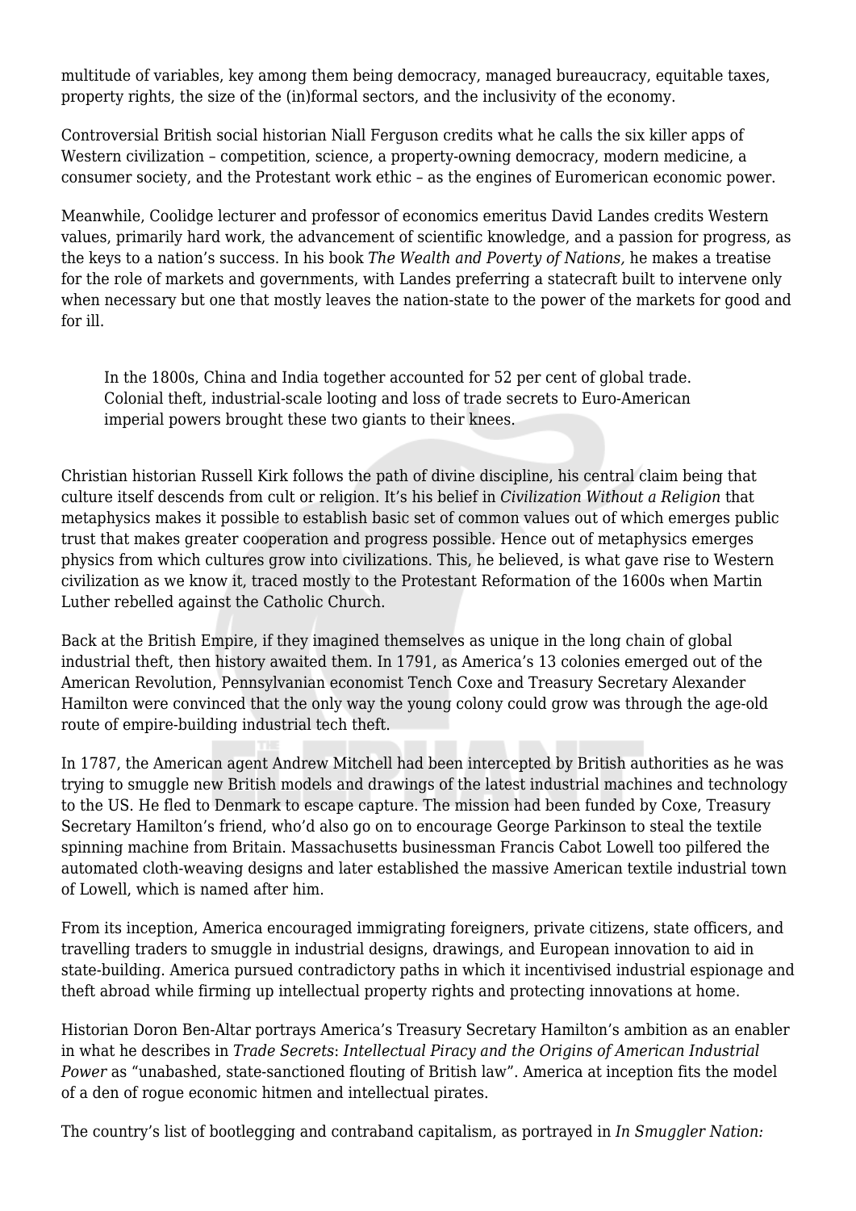multitude of variables, key among them being democracy, managed bureaucracy, equitable taxes, property rights, the size of the (in)formal sectors, and the inclusivity of the economy.

Controversial British social historian Niall Ferguson credits what he calls the six killer apps of Western civilization – competition, science, a property-owning democracy, modern medicine, a consumer society, and the Protestant work ethic – as the engines of Euromerican economic power.

Meanwhile, Coolidge lecturer and professor of economics emeritus David Landes credits Western values, primarily hard work, the advancement of scientific knowledge, and a passion for progress, as the keys to a nation's success. In his book *The Wealth and Poverty of Nations,* he makes a treatise for the role of markets and governments, with Landes preferring a statecraft built to intervene only when necessary but one that mostly leaves the nation-state to the power of the markets for good and for ill.

> In the 1800s, China and India together accounted for 52 per cent of global trade. Colonial theft, industrial-scale looting and loss of trade secrets to Euro-American imperial powers brought these two giants to their knees.

Christian historian Russell Kirk follows the path of divine discipline, his central claim being that culture itself descends from cult or religion. It's his belief in *Civilization Without a Religion* that metaphysics makes it possible to establish basic set of common values out of which emerges public trust that makes greater cooperation and progress possible. Hence out of metaphysics emerges physics from which cultures grow into civilizations. This, he believed, is what gave rise to Western civilization as we know it, traced mostly to the Protestant Reformation of the 1600s when Martin Luther rebelled against the Catholic Church.

Back at the British Empire, if they imagined themselves as unique in the long chain of global industrial theft, then history awaited them. In 1791, as America's 13 colonies emerged out of the American Revolution, Pennsylvanian economist Tench Coxe and Treasury Secretary Alexander Hamilton were convinced that the only way the young colony could grow was through the age-old route of empire-building industrial tech theft.

In 1787, the American agent Andrew Mitchell had been intercepted by British authorities as he was trying to smuggle new British models and drawings of the latest industrial machines and technology to the US. He fled to Denmark to escape capture. The mission had been funded by Coxe, Treasury Secretary Hamilton's friend, who'd also go on to encourage George Parkinson to steal the textile spinning machine from Britain. Massachusetts businessman Francis Cabot Lowell too pilfered the automated cloth-weaving designs and later established the massive American textile industrial town of Lowell, which is named after him.

From its inception, America encouraged immigrating foreigners, private citizens, state officers, and travelling traders to smuggle in industrial designs, drawings, and European innovation to aid in state-building. America pursued contradictory paths in which it incentivised industrial espionage and theft abroad while firming up intellectual property rights and protecting innovations at home.

Historian Doron Ben-Altar portrays America's Treasury Secretary Hamilton's ambition as an enabler in what he describes in *Trade Secrets*: *Intellectual Piracy and the Origins of American Industrial Power* as "unabashed, state-sanctioned flouting of British law". America at inception fits the model of a den of rogue economic hitmen and intellectual pirates.

The country's list of bootlegging and contraband capitalism, as portrayed in *In Smuggler Nation:*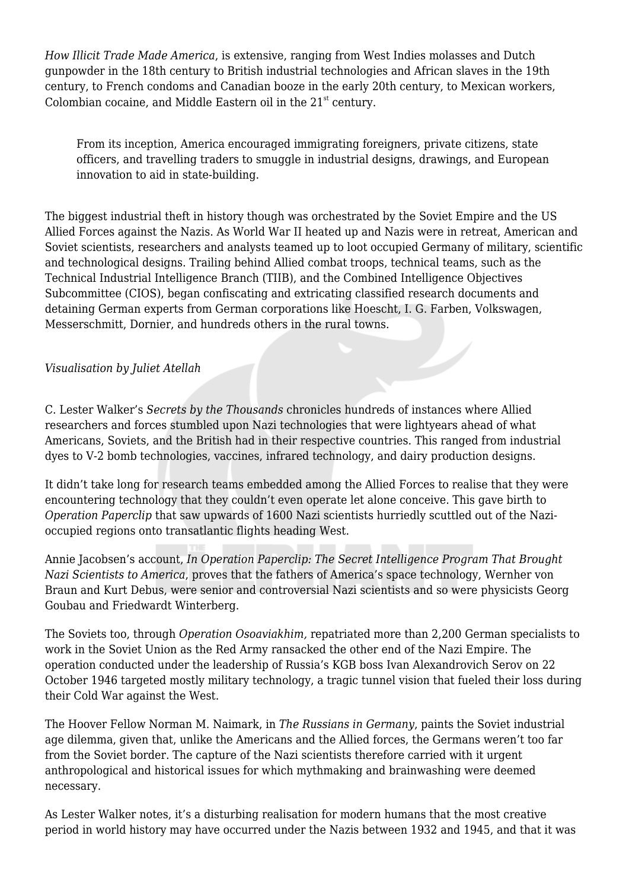*How Illicit Trade Made America*, is extensive, ranging from West Indies molasses and Dutch gunpowder in the 18th century to British industrial technologies and African slaves in the 19th century, to French condoms and Canadian booze in the early 20th century, to Mexican workers, Colombian cocaine, and Middle Eastern oil in the 21st century.

> From its inception, America encouraged immigrating foreigners, private citizens, state officers, and travelling traders to smuggle in industrial designs, drawings, and European innovation to aid in state-building.

The biggest industrial theft in history though was orchestrated by the Soviet Empire and the US Allied Forces against the Nazis. As World War II heated up and Nazis were in retreat, American and Soviet scientists, researchers and analysts teamed up to loot occupied Germany of military, scientific and technological designs. Trailing behind Allied combat troops, technical teams, such as the Technical Industrial Intelligence Branch (TIIB), and the Combined Intelligence Objectives Subcommittee (CIOS), began confiscating and extricating classified research documents and detaining German experts from German corporations like Hoescht, I. G. Farben, Volkswagen, Messerschmitt, Dornier, and hundreds others in the rural towns.

*Visualisation by Juliet Atellah*

C. Lester Walker's *Secrets by the Thousands* chronicles hundreds of instances where Allied researchers and forces stumbled upon Nazi technologies that were lightyears ahead of what Americans, Soviets, and the British had in their respective countries. This ranged from industrial dyes to V-2 bomb technologies, vaccines, infrared technology, and dairy production designs.

It didn't take long for research teams embedded among the Allied Forces to realise that they were encountering technology that they couldn't even operate let alone conceive. This gave birth to *Operation Paperclip* that saw upwards of 1600 Nazi scientists hurriedly scuttled out of the Nazi-occupied regions onto transatlantic flights heading West.

Annie Jacobsen's account, *In Operation Paperclip: The Secret Intelligence Program That Brought Nazi Scientists to America*, proves that the fathers of America's space technology, Wernher von Braun and Kurt Debus, were senior and controversial Nazi scientists and so were physicists Georg Goubau and Friedwardt Winterberg.

The Soviets too, through *Operation Osoaviakhim,* repatriated more than 2,200 German specialists to work in the Soviet Union as the Red Army ransacked the other end of the Nazi Empire. The operation conducted under the leadership of Russia's KGB boss Ivan Alexandrovich Serov on 22 October 1946 targeted mostly military technology, a tragic tunnel vision that fueled their loss during their Cold War against the West.

The Hoover Fellow Norman M. Naimark, in *The Russians in Germany*, paints the Soviet industrial age dilemma, given that, unlike the Americans and the Allied forces, the Germans weren't too far from the Soviet border. The capture of the Nazi scientists therefore carried with it urgent anthropological and historical issues for which mythmaking and brainwashing were deemed necessary.

As Lester Walker notes, it's a disturbing realisation for modern humans that the most creative period in world history may have occurred under the Nazis between 1932 and 1945, and that it was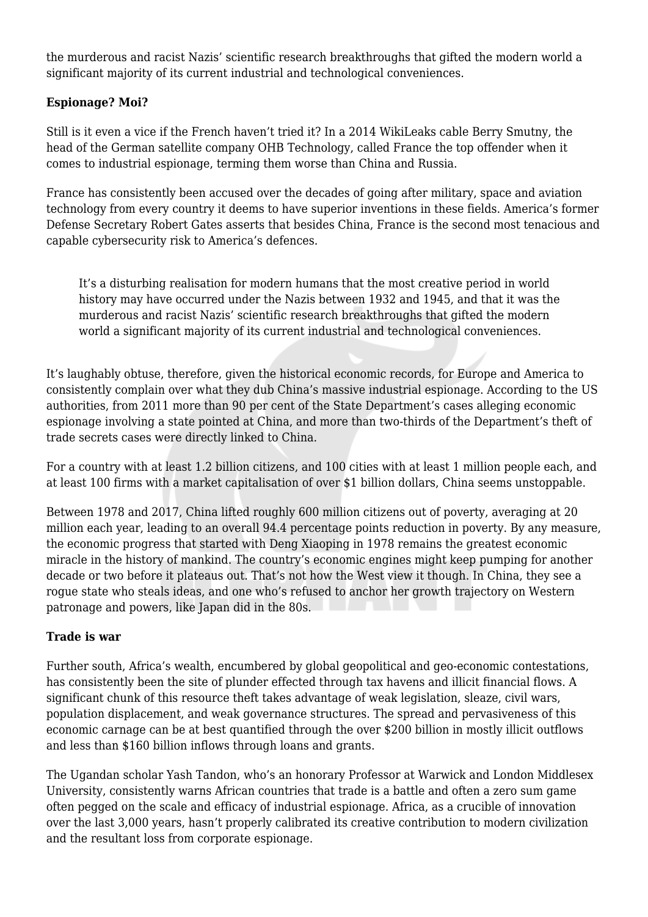the murderous and racist Nazis' scientific research breakthroughs that gifted the modern world a significant majority of its current industrial and technological conveniences.

**Espionage? Moi?**

Still is it even a vice if the French haven't tried it? In a 2014 WikiLeaks cable Berry Smutny, the head of the German satellite company OHB Technology, called France the top offender when it comes to industrial espionage, terming them worse than China and Russia.

France has consistently been accused over the decades of going after military, space and aviation technology from every country it deems to have superior inventions in these fields. America's former Defense Secretary Robert Gates asserts that besides China, France is the second most tenacious and capable cybersecurity risk to America's defences.

> It's a disturbing realisation for modern humans that the most creative period in world history may have occurred under the Nazis between 1932 and 1945, and that it was the murderous and racist Nazis' scientific research breakthroughs that gifted the modern world a significant majority of its current industrial and technological conveniences.

It's laughably obtuse, therefore, given the historical economic records, for Europe and America to consistently complain over what they dub China's massive industrial espionage. According to the US authorities, from 2011 more than 90 per cent of the State Department's cases alleging economic espionage involving a state pointed at China, and more than two-thirds of the Department's theft of trade secrets cases were directly linked to China.

For a country with at least 1.2 billion citizens, and 100 cities with at least 1 million people each, and at least 100 firms with a market capitalisation of over $1 billion dollars, China seems unstoppable.

Between 1978 and 2017, China lifted roughly 600 million citizens out of poverty, averaging at 20 million each year, leading to an overall 94.4 percentage points reduction in poverty. By any measure, the economic progress that started with Deng Xiaoping in 1978 remains the greatest economic miracle in the history of mankind. The country's economic engines might keep pumping for another decade or two before it plateaus out. That's not how the West view it though. In China, they see a rogue state who steals ideas, and one who's refused to anchor her growth trajectory on Western patronage and powers, like Japan did in the 80s.

**Trade is war**

Further south, Africa's wealth, encumbered by global geopolitical and geo-economic contestations, has consistently been the site of plunder effected through tax havens and illicit financial flows. A significant chunk of this resource theft takes advantage of weak legislation, sleaze, civil wars, population displacement, and weak governance structures. The spread and pervasiveness of this economic carnage can be at best quantified through the over $200 billion in mostly illicit outflows and less than $160 billion inflows through loans and grants.

The Ugandan scholar Yash Tandon, who's an honorary Professor at Warwick and London Middlesex University, consistently warns African countries that trade is a battle and often a zero sum game often pegged on the scale and efficacy of industrial espionage. Africa, as a crucible of innovation over the last 3,000 years, hasn't properly calibrated its creative contribution to modern civilization and the resultant loss from corporate espionage.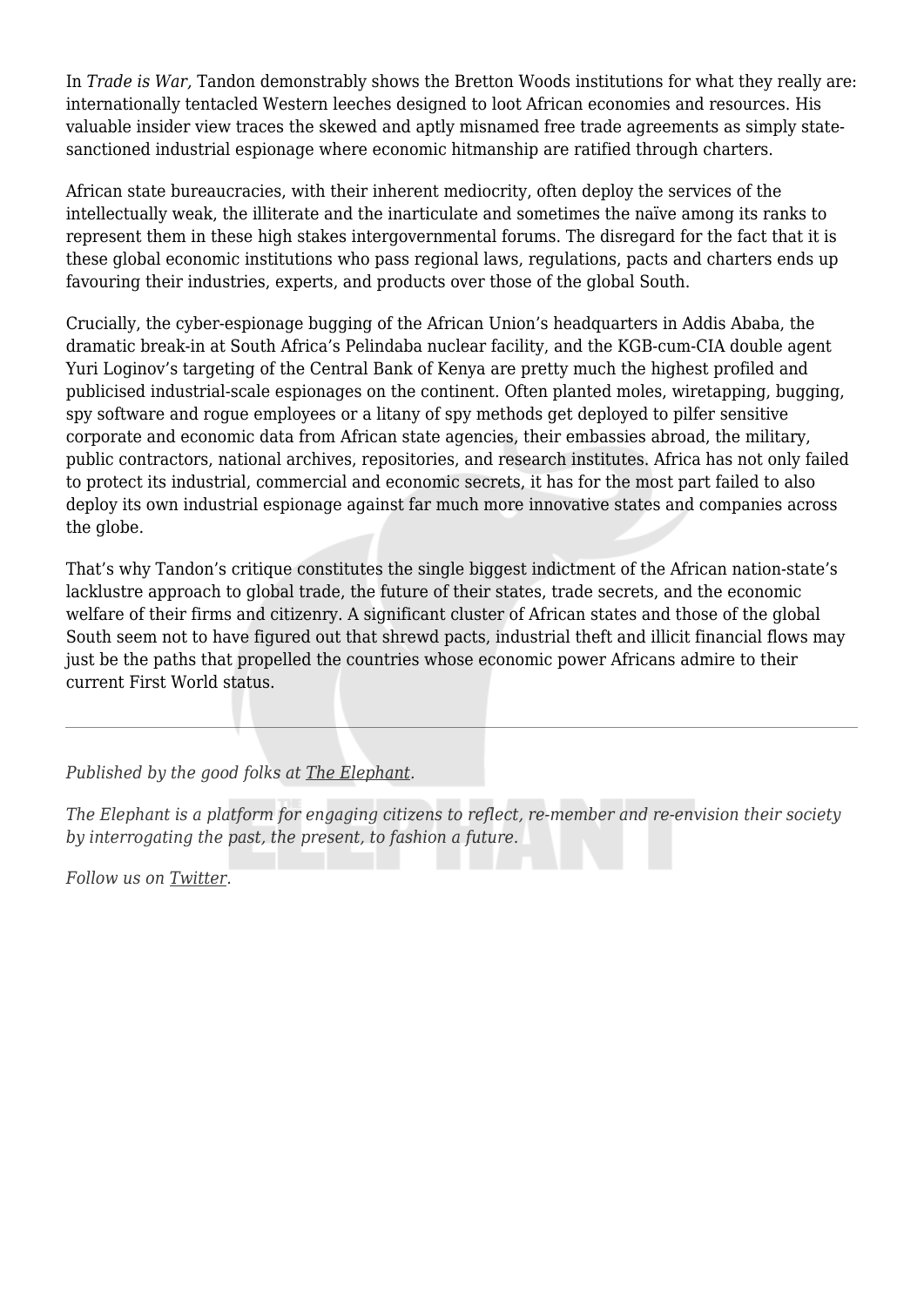In *Trade is War,* Tandon demonstrably shows the Bretton Woods institutions for what they really are: internationally tentacled Western leeches designed to loot African economies and resources. His valuable insider view traces the skewed and aptly misnamed free trade agreements as simply state-sanctioned industrial espionage where economic hitmanship are ratified through charters.

African state bureaucracies, with their inherent mediocrity, often deploy the services of the intellectually weak, the illiterate and the inarticulate and sometimes the naïve among its ranks to represent them in these high stakes intergovernmental forums. The disregard for the fact that it is these global economic institutions who pass regional laws, regulations, pacts and charters ends up favouring their industries, experts, and products over those of the global South.

Crucially, the cyber-espionage bugging of the African Union's headquarters in Addis Ababa, the dramatic break-in at South Africa's Pelindaba nuclear facility, and the KGB-cum-CIA double agent Yuri Loginov's targeting of the Central Bank of Kenya are pretty much the highest profiled and publicised industrial-scale espionages on the continent. Often planted moles, wiretapping, bugging, spy software and rogue employees or a litany of spy methods get deployed to pilfer sensitive corporate and economic data from African state agencies, their embassies abroad, the military, public contractors, national archives, repositories, and research institutes. Africa has not only failed to protect its industrial, commercial and economic secrets, it has for the most part failed to also deploy its own industrial espionage against far much more innovative states and companies across the globe.

That's why Tandon's critique constitutes the single biggest indictment of the African nation-state's lacklustre approach to global trade, the future of their states, trade secrets, and the economic welfare of their firms and citizenry. A significant cluster of African states and those of the global South seem not to have figured out that shrewd pacts, industrial theft and illicit financial flows may just be the paths that propelled the countries whose economic power Africans admire to their current First World status.

---

*Published by the good folks at The Elephant.*

*The Elephant is a platform for engaging citizens to reflect, re-member and re-envision their society by interrogating the past, the present, to fashion a future.*

*Follow us on Twitter.*